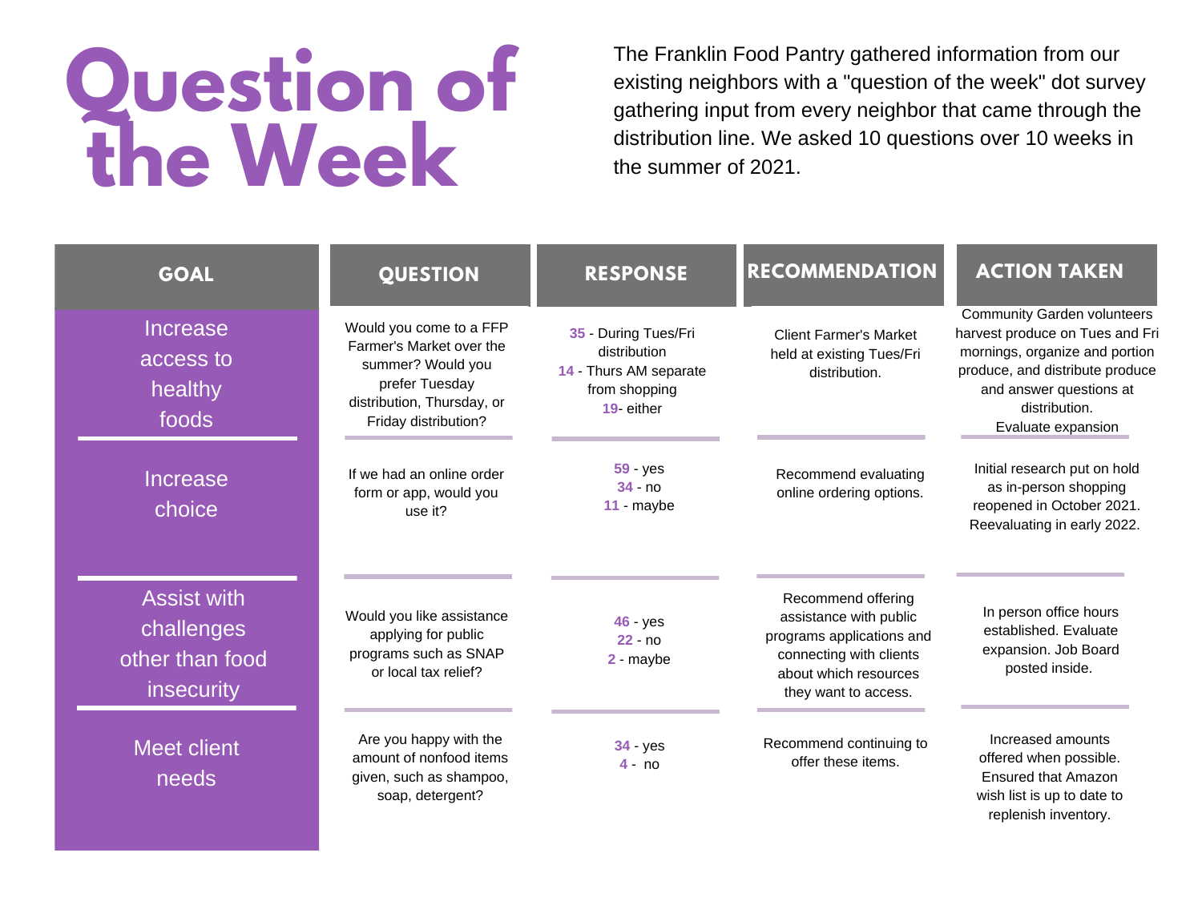# Question of the Week

The Franklin Food Pantry gathered information from our existing neighbors with a "question of the week" dot survey gathering input from every neighbor that came through the distribution line. We asked 10 questions over 10 weeks in the summer of 2021.

| GOAL | QUESTION | RESPONSE | RECOMMENDATION | ACTION TAKEN |
|---|---|---|---|---|
| Increase access to healthy foods | Would you come to a FFP Farmer's Market over the summer? Would you prefer Tuesday distribution, Thursday, or Friday distribution? | 35 - During Tues/Fri distribution<br>14 - Thurs AM separate from shopping<br>19- either | Client Farmer's Market held at existing Tues/Fri distribution. | Community Garden volunteers harvest produce on Tues and Fri mornings, organize and portion produce, and distribute produce and answer questions at distribution.<br>Evaluate expansion |
| Increase choice | If we had an online order form or app, would you use it? | 59 - yes<br>34 - no<br>11 - maybe | Recommend evaluating online ordering options. | Initial research put on hold as in-person shopping reopened in October 2021. Reevaluating in early 2022. |
| Assist with challenges other than food insecurity | Would you like assistance applying for public programs such as SNAP or local tax relief? | 46 - yes<br>22 - no<br>2 - maybe | Recommend offering assistance with public programs applications and connecting with clients about which resources they want to access. | In person office hours established. Evaluate expansion. Job Board posted inside. |
| Meet client needs | Are you happy with the amount of nonfood items given, such as shampoo, soap, detergent? | 34 - yes<br>4 - no | Recommend continuing to offer these items. | Increased amounts offered when possible. Ensured that Amazon wish list is up to date to replenish inventory. |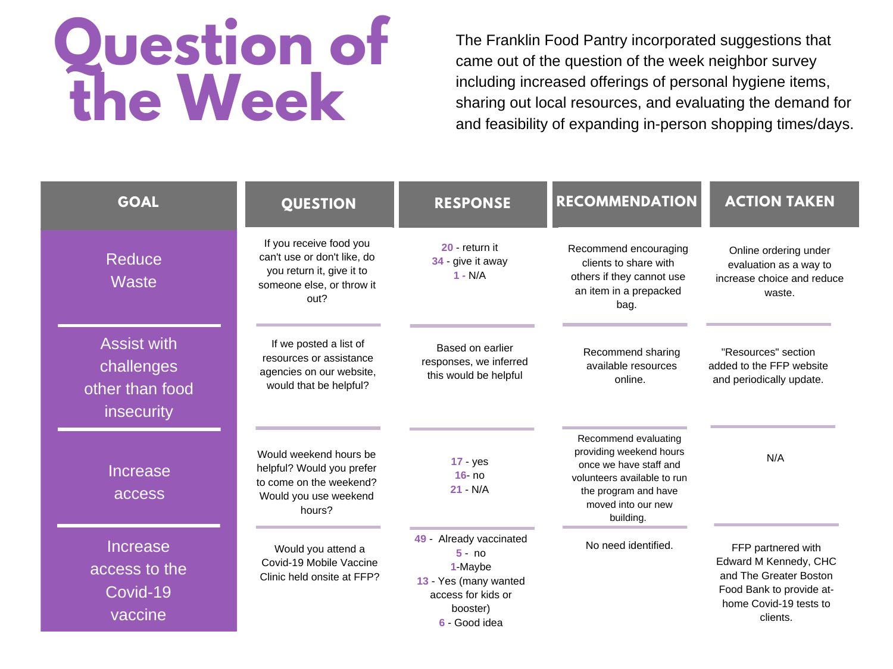# Question of the Week

The Franklin Food Pantry incorporated suggestions that came out of the question of the week neighbor survey including increased offerings of personal hygiene items, sharing out local resources, and evaluating the demand for and feasibility of expanding in-person shopping times/days.

| GOAL | QUESTION | RESPONSE | RECOMMENDATION | ACTION TAKEN |
|---|---|---|---|---|
| Reduce Waste | If you receive food you can't use or don't like, do you return it, give it to someone else, or throw it out? | **20** - return it<br>**34** - give it away<br>**1** - N/A | Recommend encouraging clients to share with others if they cannot use an item in a prepacked bag. | Online ordering under evaluation as a way to increase choice and reduce waste. |
| Assist with challenges other than food insecurity | If we posted a list of resources or assistance agencies on our website, would that be helpful? | Based on earlier responses, we inferred this would be helpful | Recommend sharing available resources online. | "Resources" section added to the FFP website and periodically update. |
| Increase access | Would weekend hours be helpful? Would you prefer to come on the weekend? Would you use weekend hours? | **17** - yes<br>**16**- no<br>**21** - N/A | Recommend evaluating providing weekend hours once we have staff and volunteers available to run the program and have moved into our new building. | N/A |
| Increase access to the Covid-19 vaccine | Would you attend a Covid-19 Mobile Vaccine Clinic held onsite at FFP? | **49** - Already vaccinated<br>**5** - no<br>**1**-Maybe<br>**13** - Yes (many wanted access for kids or booster)<br>**6** - Good idea | No need identified. | FFP partnered with Edward M Kennedy, CHC and The Greater Boston Food Bank to provide at-home Covid-19 tests to clients. |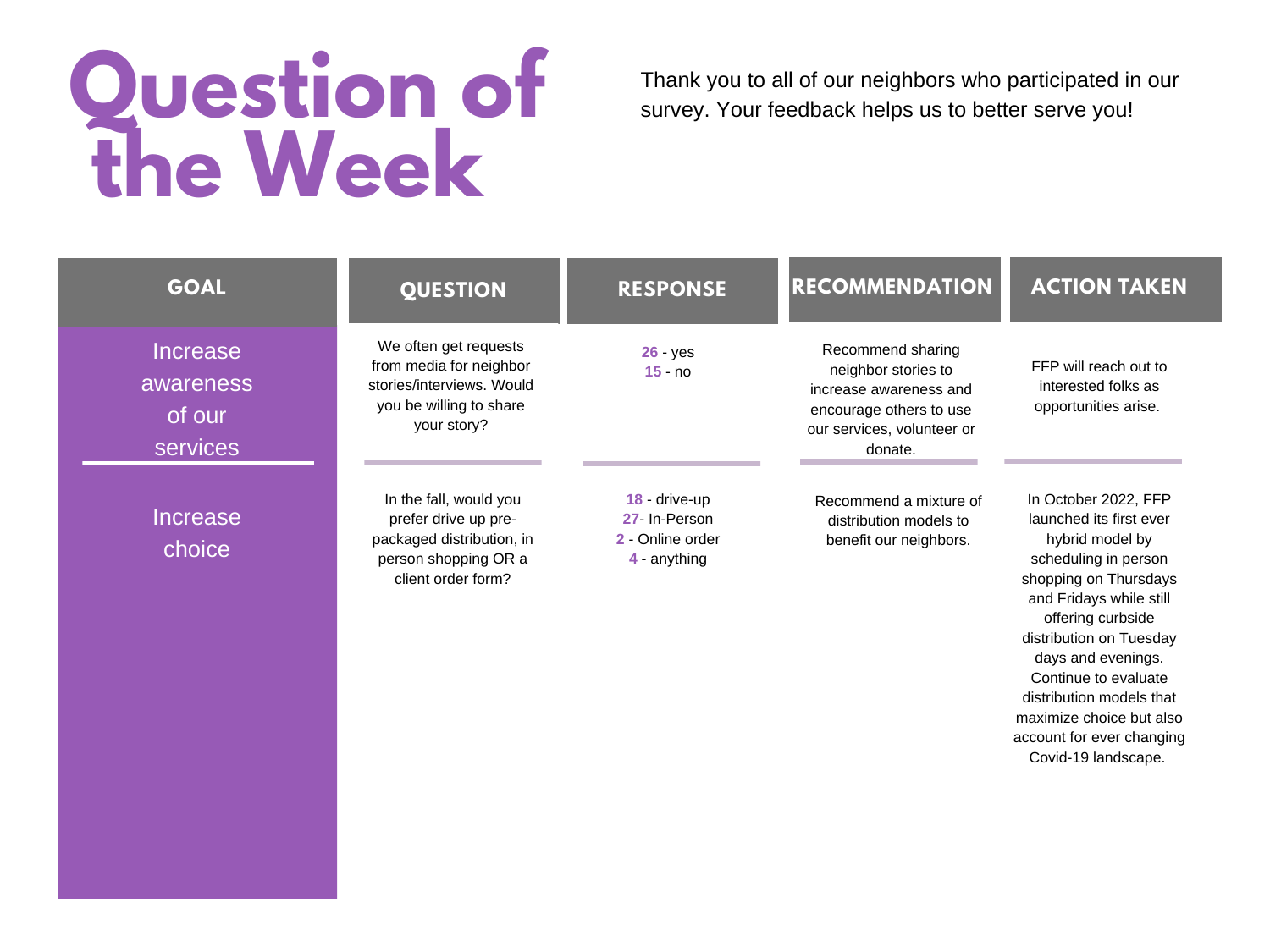# Question of the Week

Thank you to all of our neighbors who participated in our survey. Your feedback helps us to better serve you!

| GOAL | QUESTION | RESPONSE | RECOMMENDATION | ACTION TAKEN |
| --- | --- | --- | --- | --- |
| Increase awareness of our services | We often get requests from media for neighbor stories/interviews. Would you be willing to share your story? | **26** - yes<br>**15** - no | Recommend sharing neighbor stories to increase awareness and encourage others to use our services, volunteer or donate. | FFP will reach out to interested folks as opportunities arise. |
| Increase choice | In the fall, would you prefer drive up pre-packaged distribution, in person shopping OR a client order form? | **18** - drive-up<br>**27**- In-Person<br>**2** - Online order<br>**4** - anything | Recommend a mixture of distribution models to benefit our neighbors. | In October 2022, FFP launched its first ever hybrid model by scheduling in person shopping on Thursdays and Fridays while still offering curbside distribution on Tuesday days and evenings. Continue to evaluate distribution models that maximize choice but also account for ever changing Covid-19 landscape. |